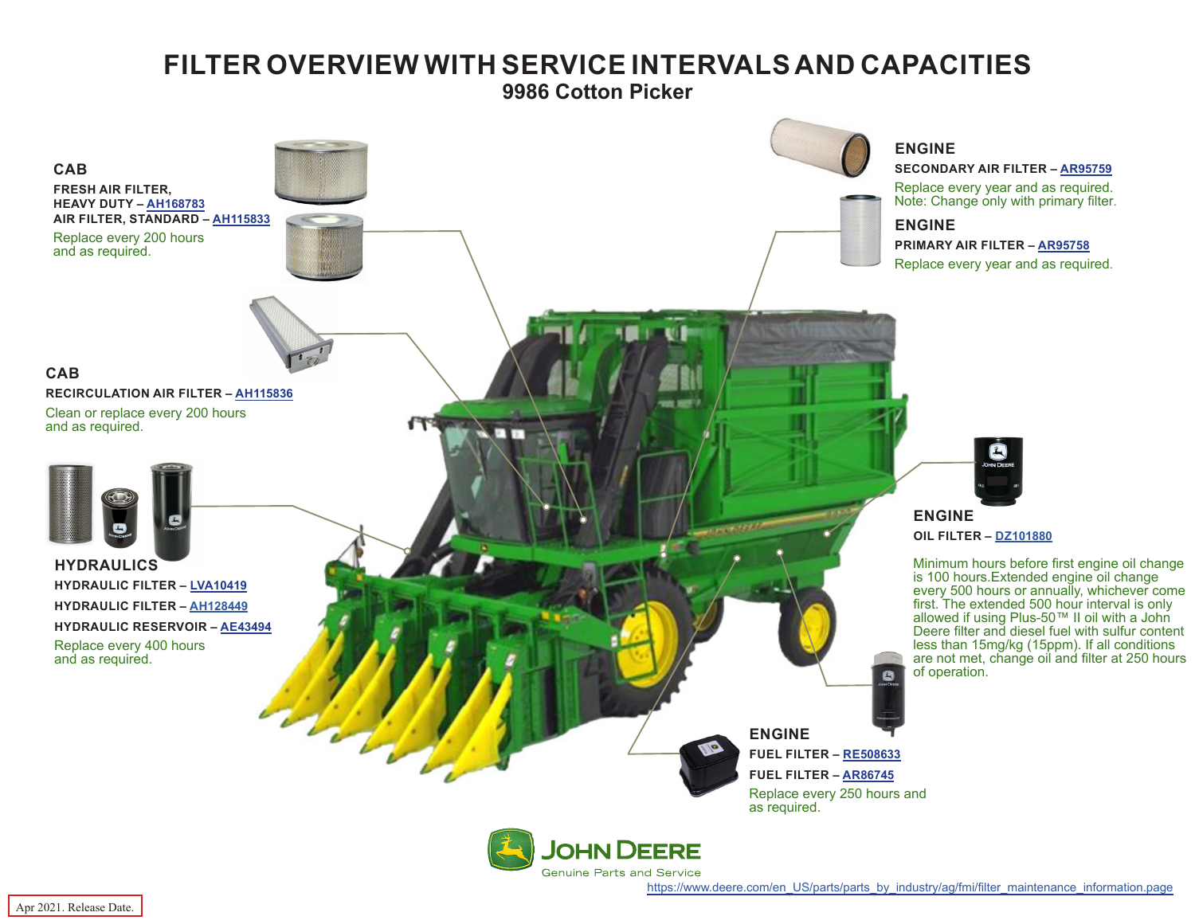# FILTER OVERVIEW WITH SERVICE INTERVALS AND CAPACITIES

## 9986 Cotton Picker

### CAB

**FRESH AIR FILTER, HEAVY DUTY – AH168783**
**AIR FILTER, STANDARD – AH115833**

Replace every 200 hours and as required.

### CAB

**RECIRCULATION AIR FILTER – AH115836**

Clean or replace every 200 hours and as required.

### HYDRAULICS

**HYDRAULIC FILTER – LVA10419**
**HYDRAULIC FILTER – AH128449**
**HYDRAULIC RESERVOIR – AE43494**

Replace every 400 hours and as required.

### ENGINE

**SECONDARY AIR FILTER – AR95759**

Replace every year and as required.
Note: Change only with primary filter.

### ENGINE

**PRIMARY AIR FILTER – AR95758**

Replace every year and as required.

### ENGINE

**OIL FILTER – DZ101880**

Minimum hours before first engine oil change is 100 hours.Extended engine oil change every 500 hours or annually, whichever come first. The extended 500 hour interval is only allowed if using Plus-50™ II oil with a John Deere filter and diesel fuel with sulfur content less than 15mg/kg (15ppm). If all conditions are not met, change oil and filter at 250 hours of operation.

### ENGINE

**FUEL FILTER – RE508633**
**FUEL FILTER – AR86745**

Replace every 250 hours and as required.

JOHN DEERE
Genuine Parts and Service

https://www.deere.com/en_US/parts/parts_by_industry/ag/fmi/filter_maintenance_information.page

Apr 2021. Release Date.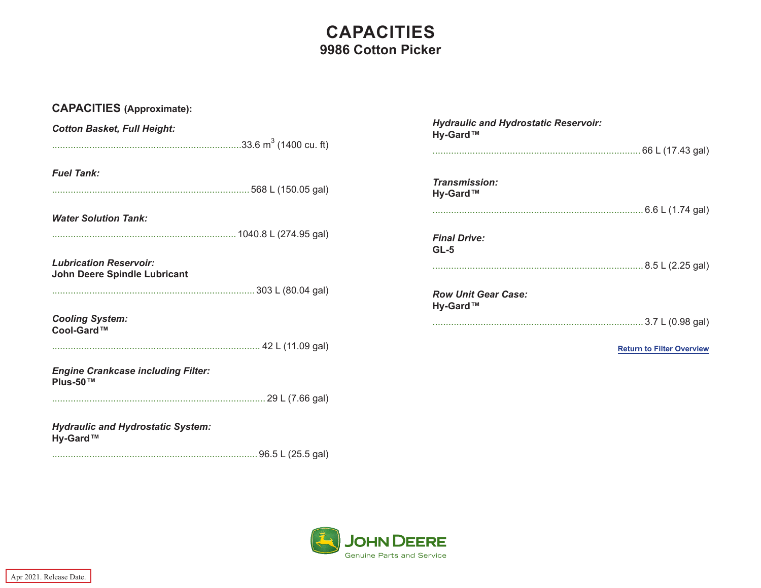# CAPACITIES

## 9986 Cotton Picker

### CAPACITIES (Approximate):

***Cotton Basket, Full Height:***

........................................................................ $33.6\ m^3$ (1400 cu. ft)

***Fuel Tank:***

........................................................................ 568 L (150.05 gal)

***Water Solution Tank:***

........................................................................ 1040.8 L (274.95 gal)

***Lubrication Reservoir:***
**John Deere Spindle Lubricant**

........................................................................ 303 L (80.04 gal)

***Cooling System:***
**Cool-Gard™**

........................................................................ 42 L (11.09 gal)

***Engine Crankcase including Filter:***
**Plus-50™**

........................................................................ 29 L (7.66 gal)

***Hydraulic and Hydrostatic System:***
**Hy-Gard™**

........................................................................ 96.5 L (25.5 gal)

***Hydraulic and Hydrostatic Reservoir:***
**Hy-Gard™**

........................................................................ 66 L (17.43 gal)

***Transmission:***
**Hy-Gard™**

........................................................................ 6.6 L (1.74 gal)

***Final Drive:***
**GL-5**

........................................................................ 8.5 L (2.25 gal)

***Row Unit Gear Case:***
**Hy-Gard™**

........................................................................ 3.7 L (0.98 gal)

**Return to Filter Overview**

JOHN DEERE
Genuine Parts and Service

Apr 2021. Release Date.